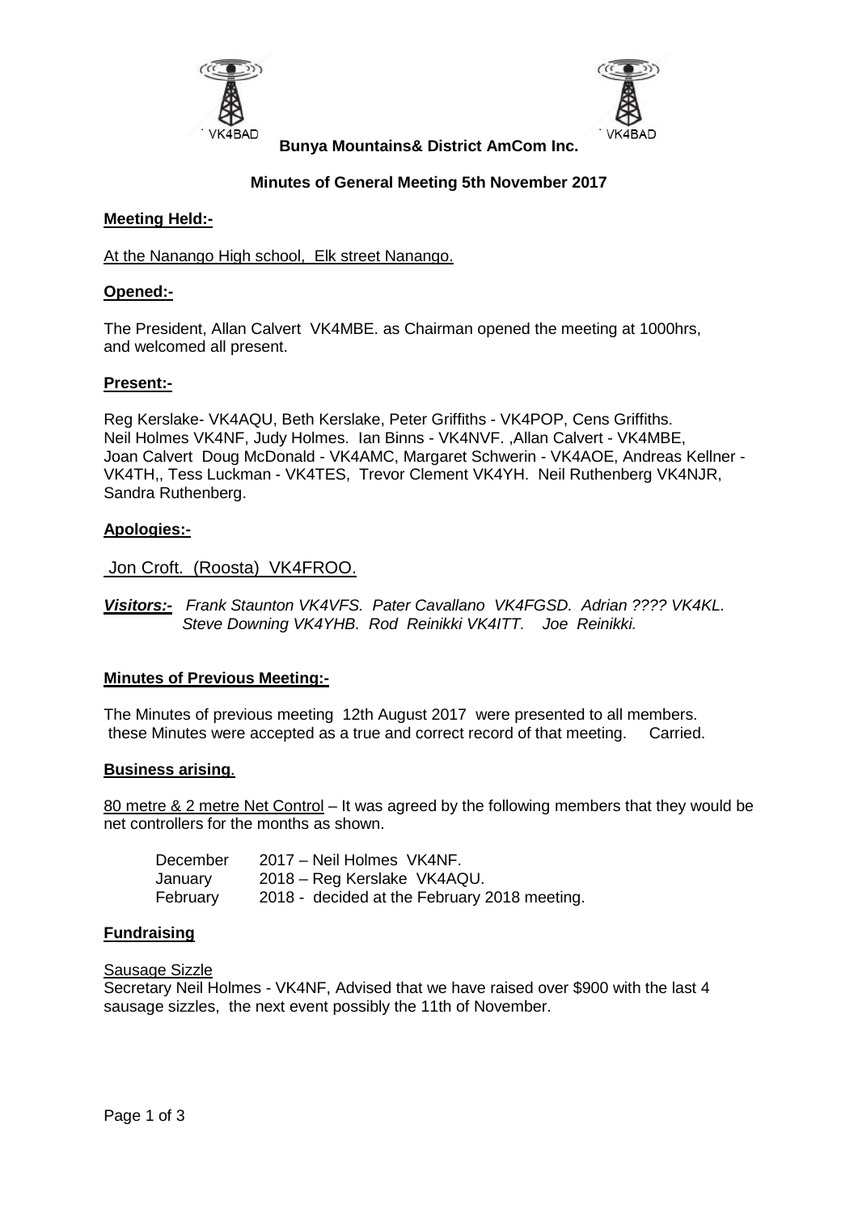**Bunya Mountains& District AmCom Inc.**

**Minutes of General Meeting 5th November 2017**

**Meeting Held:-**

At the Nanango High school, Elk street Nanango.

**Opened:-**

The President, Allan Calvert VK4MBE. as Chairman opened the meeting at 1000hrs, and welcomed all present.

**Present:-**

Reg Kerslake- VK4AQU, Beth Kerslake, Peter Griffiths - VK4POP, Cens Griffiths. Neil Holmes VK4NF, Judy Holmes. Ian Binns - VK4NVF. ,Allan Calvert - VK4MBE, Joan Calvert Doug McDonald - VK4AMC, Margaret Schwerin - VK4AOE, Andreas Kellner - VK4TH,, Tess Luckman - VK4TES, Trevor Clement VK4YH. Neil Ruthenberg VK4NJR, Sandra Ruthenberg.

**Apologies:-**

Jon Croft. (Roosta) VK4FROO.

***Visitors:-*** *Frank Staunton VK4VFS. Pater Cavallano VK4FGSD. Adrian ???? VK4KL. Steve Downing VK4YHB. Rod Reinikki VK4ITT. Joe Reinikki.*

**Minutes of Previous Meeting:-**

The Minutes of previous meeting 12th August 2017 were presented to all members. these Minutes were accepted as a true and correct record of that meeting. Carried.

**Business arising**.

80 metre & 2 metre Net Control – It was agreed by the following members that they would be net controllers for the months as shown.

| | |
|---|---|
| December | 2017 – Neil Holmes VK4NF. |
| January | 2018 – Reg Kerslake VK4AQU. |
| February | 2018 - decided at the February 2018 meeting. |

**Fundraising**

Sausage Sizzle
Secretary Neil Holmes - VK4NF, Advised that we have raised over $900 with the last 4 sausage sizzles, the next event possibly the 11th of November.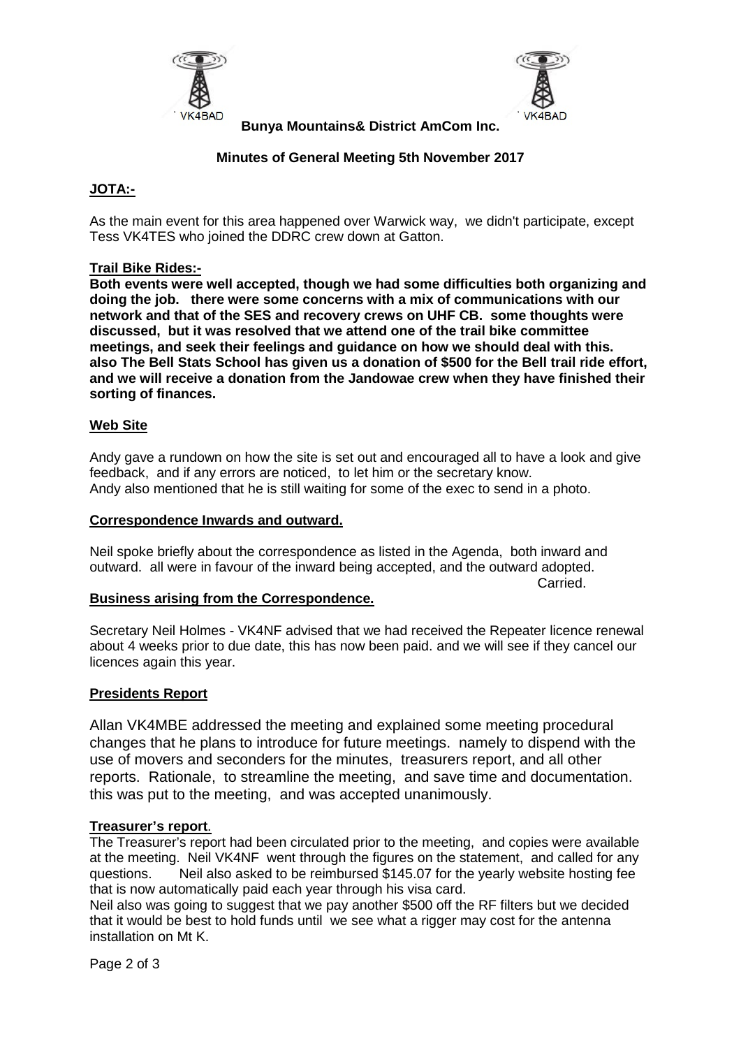**Bunya Mountains& District AmCom Inc.**

**Minutes of General Meeting 5th November 2017**

**JOTA:-**

As the main event for this area happened over Warwick way, we didn't participate, except Tess VK4TES who joined the DDRC crew down at Gatton.

**Trail Bike Rides:-**

**Both events were well accepted, though we had some difficulties both organizing and doing the job. there were some concerns with a mix of communications with our network and that of the SES and recovery crews on UHF CB. some thoughts were discussed, but it was resolved that we attend one of the trail bike committee meetings, and seek their feelings and guidance on how we should deal with this. also The Bell Stats School has given us a donation of $500 for the Bell trail ride effort, and we will receive a donation from the Jandowae crew when they have finished their sorting of finances.**

**Web Site**

Andy gave a rundown on how the site is set out and encouraged all to have a look and give feedback, and if any errors are noticed, to let him or the secretary know.
Andy also mentioned that he is still waiting for some of the exec to send in a photo.

**Correspondence Inwards and outward.**

Neil spoke briefly about the correspondence as listed in the Agenda, both inward and outward. all were in favour of the inward being accepted, and the outward adopted.

Carried.

**Business arising from the Correspondence.**

Secretary Neil Holmes - VK4NF advised that we had received the Repeater licence renewal about 4 weeks prior to due date, this has now been paid. and we will see if they cancel our licences again this year.

**Presidents Report**

Allan VK4MBE addressed the meeting and explained some meeting procedural changes that he plans to introduce for future meetings. namely to dispend with the use of movers and seconders for the minutes, treasurers report, and all other reports. Rationale, to streamline the meeting, and save time and documentation. this was put to the meeting, and was accepted unanimously.

**Treasurer's report**.

The Treasurer's report had been circulated prior to the meeting, and copies were available at the meeting. Neil VK4NF went through the figures on the statement, and called for any questions. Neil also asked to be reimbursed $145.07 for the yearly website hosting fee that is now automatically paid each year through his visa card.
Neil also was going to suggest that we pay another $500 off the RF filters but we decided that it would be best to hold funds until we see what a rigger may cost for the antenna installation on Mt K.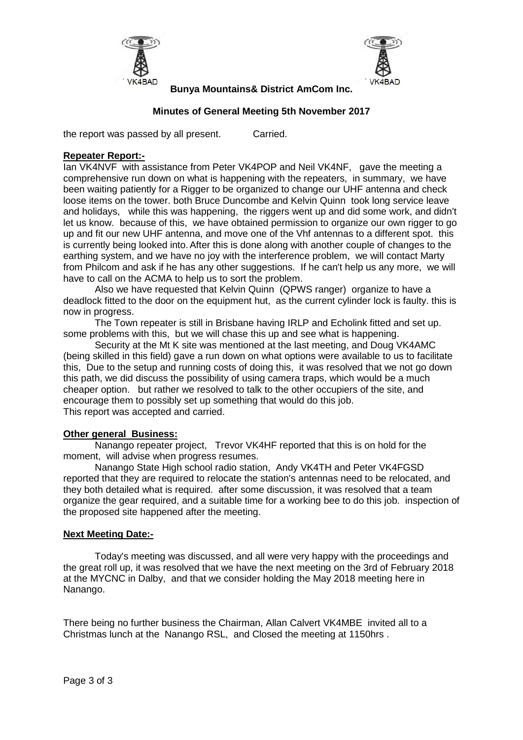**Bunya Mountains& District AmCom Inc.**

**Minutes of General Meeting 5th November 2017**

the report was passed by all present. Carried.

**Repeater Report:-**

Ian VK4NVF with assistance from Peter VK4POP and Neil VK4NF, gave the meeting a comprehensive run down on what is happening with the repeaters, in summary, we have been waiting patiently for a Rigger to be organized to change our UHF antenna and check loose items on the tower. both Bruce Duncombe and Kelvin Quinn took long service leave and holidays, while this was happening, the riggers went up and did some work, and didn't let us know. because of this, we have obtained permission to organize our own rigger to go up and fit our new UHF antenna, and move one of the Vhf antennas to a different spot. this is currently being looked into. After this is done along with another couple of changes to the earthing system, and we have no joy with the interference problem, we will contact Marty from Philcom and ask if he has any other suggestions. If he can't help us any more, we will have to call on the ACMA to help us to sort the problem.

Also we have requested that Kelvin Quinn (QPWS ranger) organize to have a deadlock fitted to the door on the equipment hut, as the current cylinder lock is faulty. this is now in progress.

The Town repeater is still in Brisbane having IRLP and Echolink fitted and set up. some problems with this, but we will chase this up and see what is happening.

Security at the Mt K site was mentioned at the last meeting, and Doug VK4AMC (being skilled in this field) gave a run down on what options were available to us to facilitate this, Due to the setup and running costs of doing this, it was resolved that we not go down this path, we did discuss the possibility of using camera traps, which would be a much cheaper option. but rather we resolved to talk to the other occupiers of the site, and encourage them to possibly set up something that would do this job.
This report was accepted and carried.

**Other general Business:**

Nanango repeater project, Trevor VK4HF reported that this is on hold for the moment, will advise when progress resumes.

Nanango State High school radio station, Andy VK4TH and Peter VK4FGSD reported that they are required to relocate the station's antennas need to be relocated, and they both detailed what is required. after some discussion, it was resolved that a team organize the gear required, and a suitable time for a working bee to do this job. inspection of the proposed site happened after the meeting.

**Next Meeting Date:-**

Today's meeting was discussed, and all were very happy with the proceedings and the great roll up, it was resolved that we have the next meeting on the 3rd of February 2018 at the MYCNC in Dalby, and that we consider holding the May 2018 meeting here in Nanango.

There being no further business the Chairman, Allan Calvert VK4MBE invited all to a Christmas lunch at the Nanango RSL, and Closed the meeting at 1150hrs .